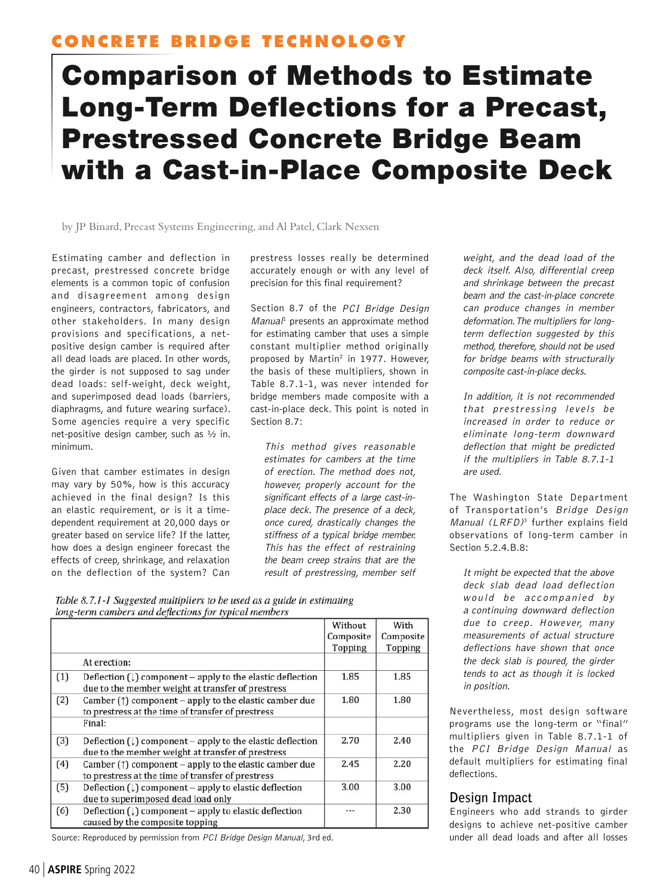# CONCRETE BRIDGE TECHNOLOGY

# Comparison of Methods to Estimate Long-Term Deflections for a Precast, Prestressed Concrete Bridge Beam with a Cast-in-Place Composite Deck

by JP Binard, Precast Systems Engineering, and Al Patel, Clark Nexsen

Estimating camber and deflection in precast, prestressed concrete bridge elements is a common topic of confusion and disagreement among design engineers, contractors, fabricators, and other stakeholders. In many design provisions and specifications, a net-positive design camber is required after all dead loads are placed. In other words, the girder is not supposed to sag under dead loads: self-weight, deck weight, and superimposed dead loads (barriers, diaphragms, and future wearing surface). Some agencies require a very specific net-positive design camber, such as ½ in. minimum.

Given that camber estimates in design may vary by 50%, how is this accuracy achieved in the final design? Is this an elastic requirement, or is it a time-dependent requirement at 20,000 days or greater based on service life? If the latter, how does a design engineer forecast the effects of creep, shrinkage, and relaxation on the deflection of the system? Can prestress losses really be determined accurately enough or with any level of precision for this final requirement?

Section 8.7 of the *PCI Bridge Design Manual*[1] presents an approximate method for estimating camber that uses a simple constant multiplier method originally proposed by Martin[2] in 1977. However, the basis of these multipliers, shown in Table 8.7.1-1, was never intended for bridge members made composite with a cast-in-place deck. This point is noted in Section 8.7:

> *This method gives reasonable estimates for cambers at the time of erection. The method does not, however, properly account for the significant effects of a large cast-in-place deck. The presence of a deck, once cured, drastically changes the stiffness of a typical bridge member. This has the effect of restraining the beam creep strains that are the result of prestressing, member self weight, and the dead load of the deck itself. Also, differential creep and shrinkage between the precast beam and the cast-in-place concrete can produce changes in member deformation. The multipliers for long-term deflection suggested by this method, therefore, should not be used for bridge beams with structurally composite cast-in-place decks.*
>
> *In addition, it is not recommended that prestressing levels be increased in order to reduce or eliminate long-term downward deflection that might be predicted if the multipliers in Table 8.7.1-1 are used.*

*Table 8.7.1-1 Suggested multipliers to be used as a guide in estimating long-term cambers and deflections for typical members*

| | | Without Composite Topping | With Composite Topping |
|---|---|---|---|
| | At erection: | | |
| (1) | Deflection (↓) component – apply to the elastic deflection due to the member weight at transfer of prestress | 1.85 | 1.85 |
| (2) | Camber (↑) component – apply to the elastic camber due to prestress at the time of transfer of prestress | 1.80 | 1.80 |
| | Final: | | |
| (3) | Deflection (↓) component – apply to the elastic deflection due to the member weight at transfer of prestress | 2.70 | 2.40 |
| (4) | Camber (↑) component – apply to the elastic camber due to prestress at the time of transfer of prestress | 2.45 | 2.20 |
| (5) | Deflection (↓) component – apply to elastic deflection due to superimposed dead load only | 3.00 | 3.00 |
| (6) | Deflection (↓) component – apply to elastic deflection caused by the composite topping | --- | 2.30 |

Source: Reproduced by permission from *PCI Bridge Design Manual*, 3rd ed.

The Washington State Department of Transportation's *Bridge Design Manual (LRFD)*[3] further explains field observations of long-term camber in Section 5.2.4.B.8:

> *It might be expected that the above deck slab dead load deflection would be accompanied by a continuing downward deflection due to creep. However, many measurements of actual structure deflections have shown that once the deck slab is poured, the girder tends to act as though it is locked in position.*

Nevertheless, most design software programs use the long-term or "final" multipliers given in Table 8.7.1-1 of the *PCI Bridge Design Manual* as default multipliers for estimating final deflections.

## Design Impact

Engineers who add strands to girder designs to achieve net-positive camber under all dead loads and after all losses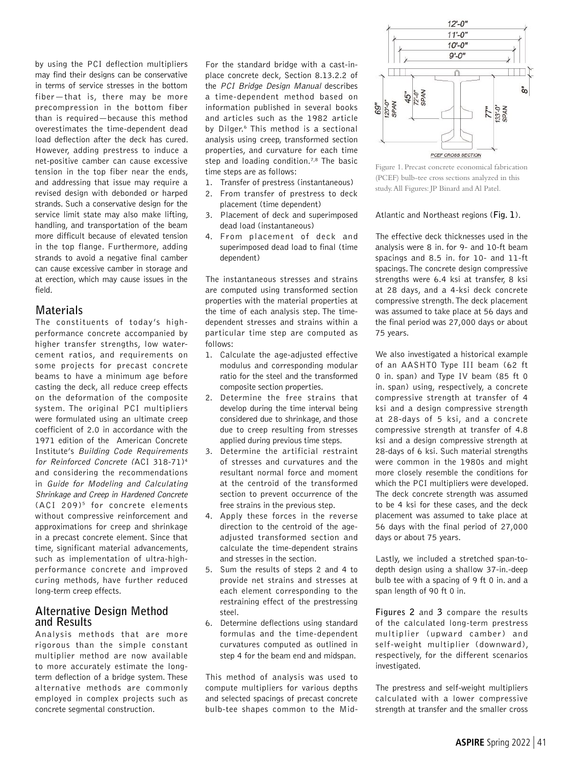by using the PCI deflection multipliers may find their designs can be conservative in terms of service stresses in the bottom fiber—that is, there may be more precompression in the bottom fiber than is required—because this method overestimates the time-dependent dead load deflection after the deck has cured. However, adding prestress to induce a net-positive camber can cause excessive tension in the top fiber near the ends, and addressing that issue may require a revised design with debonded or harped strands. Such a conservative design for the service limit state may also make lifting, handling, and transportation of the beam more difficult because of elevated tension in the top flange. Furthermore, adding strands to avoid a negative final camber can cause excessive camber in storage and at erection, which may cause issues in the field.

## Materials

The constituents of today's high-performance concrete accompanied by higher transfer strengths, low water-cement ratios, and requirements on some projects for precast concrete beams to have a minimum age before casting the deck, all reduce creep effects on the deformation of the composite system. The original PCI multipliers were formulated using an ultimate creep coefficient of 2.0 in accordance with the 1971 edition of the American Concrete Institute's *Building Code Requirements for Reinforced Concrete* (ACI 318-71)[4] and considering the recommendations in *Guide for Modeling and Calculating Shrinkage and Creep in Hardened Concrete* (ACI 209)[5] for concrete elements without compressive reinforcement and approximations for creep and shrinkage in a precast concrete element. Since that time, significant material advancements, such as implementation of ultra-high-performance concrete and improved curing methods, have further reduced long-term creep effects.

## Alternative Design Method and Results

Analysis methods that are more rigorous than the simple constant multiplier method are now available to more accurately estimate the long-term deflection of a bridge system. These alternative methods are commonly employed in complex projects such as concrete segmental construction.

For the standard bridge with a cast-in-place concrete deck, Section 8.13.2.2 of the *PCI Bridge Design Manual* describes a time-dependent method based on information published in several books and articles such as the 1982 article by Dilger.[6] This method is a sectional analysis using creep, transformed section properties, and curvature for each time step and loading condition.[7,8] The basic time steps are as follows:

1. Transfer of prestress (instantaneous)
2. From transfer of prestress to deck placement (time dependent)
3. Placement of deck and superimposed dead load (instantaneous)
4. From placement of deck and superimposed dead load to final (time dependent)

The instantaneous stresses and strains are computed using transformed section properties with the material properties at the time of each analysis step. The time-dependent stresses and strains within a particular time step are computed as follows:

1. Calculate the age-adjusted effective modulus and corresponding modular ratio for the steel and the transformed composite section properties.
2. Determine the free strains that develop during the time interval being considered due to shrinkage, and those due to creep resulting from stresses applied during previous time steps.
3. Determine the artificial restraint of stresses and curvatures and the resultant normal force and moment at the centroid of the transformed section to prevent occurrence of the free strains in the previous step.
4. Apply these forces in the reverse direction to the centroid of the age-adjusted transformed section and calculate the time-dependent strains and stresses in the section.
5. Sum the results of steps 2 and 4 to provide net strains and stresses at each element corresponding to the restraining effect of the prestressing steel.
6. Determine deflections using standard formulas and the time-dependent curvatures computed as outlined in step 4 for the beam end and midspan.

This method of analysis was used to compute multipliers for various depths and selected spacings of precast concrete bulb-tee shapes common to the Mid-Atlantic and Northeast regions (**Fig. 1**).

Figure 1. Precast concrete economical fabrication (PCEF) bulb-tee cross sections analyzed in this study. All Figures: JP Binard and Al Patel.

The effective deck thicknesses used in the analysis were 8 in. for 9- and 10-ft beam spacings and 8.5 in. for 10- and 11-ft spacings. The concrete design compressive strengths were 6.4 ksi at transfer, 8 ksi at 28 days, and a 4-ksi deck concrete compressive strength. The deck placement was assumed to take place at 56 days and the final period was 27,000 days or about 75 years.

We also investigated a historical example of an AASHTO Type III beam (62 ft 0 in. span) and Type IV beam (85 ft 0 in. span) using, respectively, a concrete compressive strength at transfer of 4 ksi and a design compressive strength at 28-days of 5 ksi, and a concrete compressive strength at transfer of 4.8 ksi and a design compressive strength at 28-days of 6 ksi. Such material strengths were common in the 1980s and might more closely resemble the conditions for which the PCI multipliers were developed. The deck concrete strength was assumed to be 4 ksi for these cases, and the deck placement was assumed to take place at 56 days with the final period of 27,000 days or about 75 years.

Lastly, we included a stretched span-to-depth design using a shallow 37-in.-deep bulb tee with a spacing of 9 ft 0 in. and a span length of 90 ft 0 in.

**Figures 2** and **3** compare the results of the calculated long-term prestress multiplier (upward camber) and self-weight multiplier (downward), respectively, for the different scenarios investigated.

The prestress and self-weight multipliers calculated with a lower compressive strength at transfer and the smaller cross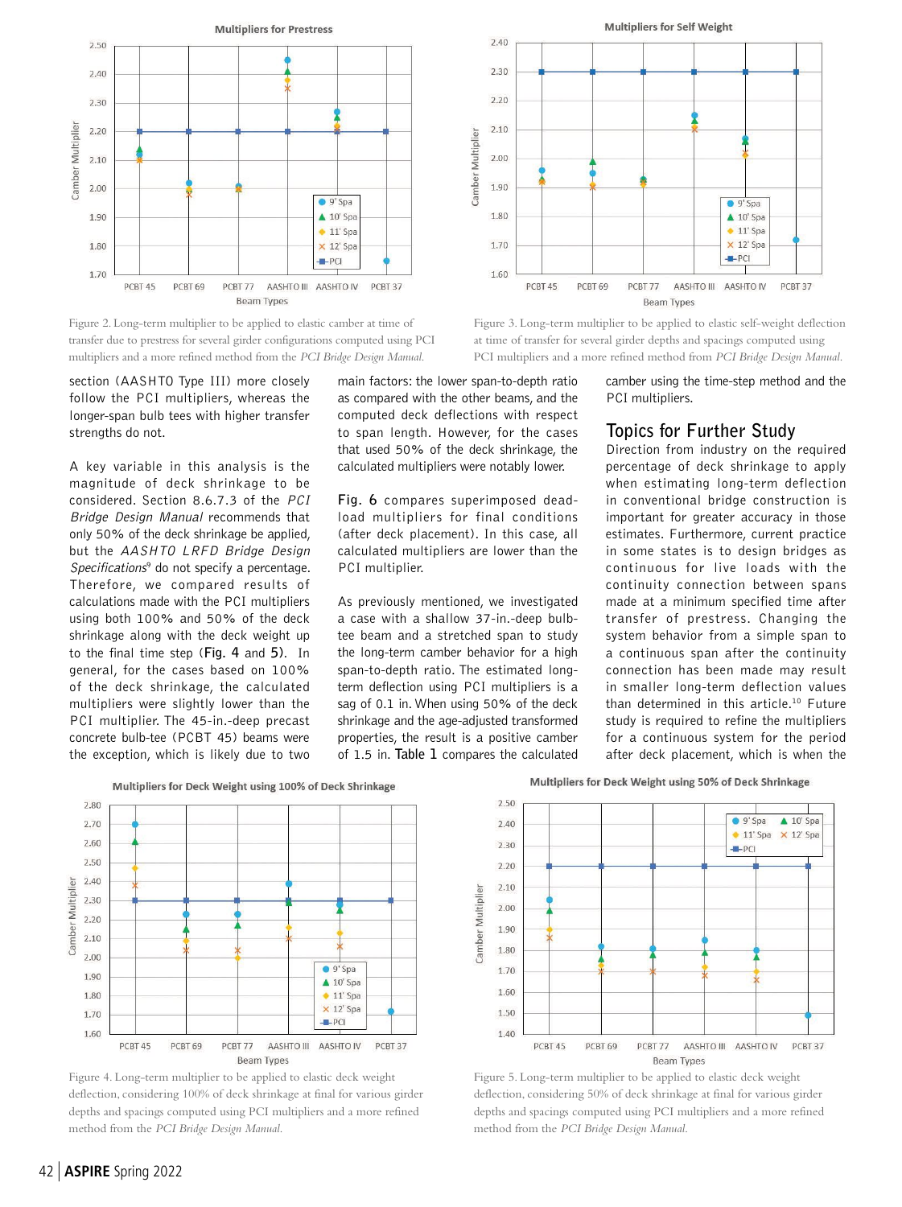Figure 2. Long-term multiplier to be applied to elastic camber at time of transfer due to prestress for several girder configurations computed using PCI multipliers and a more refined method from the *PCI Bridge Design Manual*.

Figure 3. Long-term multiplier to be applied to elastic self-weight deflection at time of transfer for several girder depths and spacings computed using PCI multipliers and a more refined method from *PCI Bridge Design Manual*.

section (AASHTO Type III) more closely follow the PCI multipliers, whereas the longer-span bulb tees with higher transfer strengths do not.

A key variable in this analysis is the magnitude of deck shrinkage to be considered. Section 8.6.7.3 of the *PCI Bridge Design Manual* recommends that only 50% of the deck shrinkage be applied, but the *AASHTO LRFD Bridge Design Specifications*[9] do not specify a percentage. Therefore, we compared results of calculations made with the PCI multipliers using both 100% and 50% of the deck shrinkage along with the deck weight up to the final time step (**Fig. 4** and **5**). In general, for the cases based on 100% of the deck shrinkage, the calculated multipliers were slightly lower than the PCI multiplier. The 45-in.-deep precast concrete bulb-tee (PCBT 45) beams were the exception, which is likely due to two main factors: the lower span-to-depth ratio as compared with the other beams, and the computed deck deflections with respect to span length. However, for the cases that used 50% of the deck shrinkage, the calculated multipliers were notably lower.

**Fig. 6** compares superimposed dead-load multipliers for final conditions (after deck placement). In this case, all calculated multipliers are lower than the PCI multiplier.

As previously mentioned, we investigated a case with a shallow 37-in.-deep bulb-tee beam and a stretched span to study the long-term camber behavior for a high span-to-depth ratio. The estimated long-term deflection using PCI multipliers is a sag of 0.1 in. When using 50% of the deck shrinkage and the age-adjusted transformed properties, the result is a positive camber of 1.5 in. **Table 1** compares the calculated camber using the time-step method and the PCI multipliers.

## Topics for Further Study

Direction from industry on the required percentage of deck shrinkage to apply when estimating long-term deflection in conventional bridge construction is important for greater accuracy in those estimates. Furthermore, current practice in some states is to design bridges as continuous for live loads with the continuity connection between spans made at a minimum specified time after transfer of prestress. Changing the system behavior from a simple span to a continuous span after the continuity connection has been made may result in smaller long-term deflection values than determined in this article.[10] Future study is required to refine the multipliers for a continuous system for the period after deck placement, which is when the

Figure 4. Long-term multiplier to be applied to elastic deck weight deflection, considering 100% of deck shrinkage at final for various girder depths and spacings computed using PCI multipliers and a more refined method from the *PCI Bridge Design Manual*.

Figure 5. Long-term multiplier to be applied to elastic deck weight deflection, considering 50% of deck shrinkage at final for various girder depths and spacings computed using PCI multipliers and a more refined method from the *PCI Bridge Design Manual*.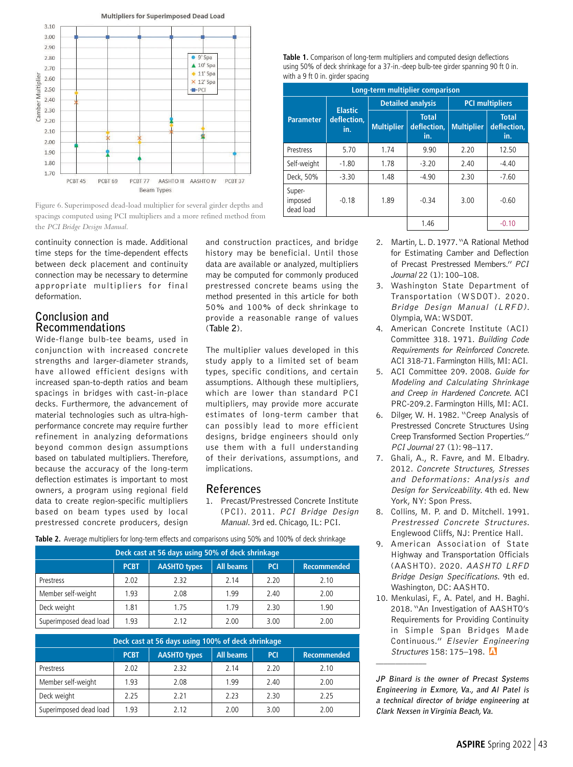Multipliers for Superimposed Dead Load

3.10
3.00
2.90
2.80
2.70
2.60
2.50
2.40
2.30
2.20
2.10
2.00
1.90
1.80
1.70

Camber Multiplier

9' Spa
10' Spa
11' Spa
12' Spa
PCI

PCBT 45
PCBT 69
PCBT 77
AASHTO III
AASHTO IV
PCBT 37

Beam Types

Figure 6. Superimposed dead-load multiplier for several girder depths and spacings computed using PCI multipliers and a more refined method from the *PCI Bridge Design Manual*.

**Table 1.** Comparison of long-term multipliers and computed design deflections using 50% of deck shrinkage for a 37-in.-deep bulb-tee girder spanning 90 ft 0 in. with a 9 ft 0 in. girder spacing

| Long-term multiplier comparison | | | | | |
|---|---|---|---|---|---|
| Parameter | Elastic deflection, in. | Detailed analysis | | PCI multipliers | |
| | | Multiplier | Total deflection, in. | Multiplier | Total deflection, in. |
| Prestress | 5.70 | 1.74 | 9.90 | 2.20 | 12.50 |
| Self-weight | -1.80 | 1.78 | -3.20 | 2.40 | -4.40 |
| Deck, 50% | -3.30 | 1.48 | -4.90 | 2.30 | -7.60 |
| Super-imposed dead load | -0.18 | 1.89 | -0.34 | 3.00 | -0.60 |
| | | | 1.46 | | -0.10 |

continuity connection is made. Additional time steps for the time-dependent effects between deck placement and continuity connection may be necessary to determine appropriate multipliers for final deformation.

## Conclusion and Recommendations

Wide-flange bulb-tee beams, used in conjunction with increased concrete strengths and larger-diameter strands, have allowed efficient designs with increased span-to-depth ratios and beam spacings in bridges with cast-in-place decks. Furthermore, the advancement of material technologies such as ultra-high-performance concrete may require further refinement in analyzing deformations beyond common design assumptions based on tabulated multipliers. Therefore, because the accuracy of the long-term deflection estimates is important to most owners, a program using regional field data to create region-specific multipliers based on beam types used by local prestressed concrete producers, design and construction practices, and bridge history may be beneficial. Until those data are available or analyzed, multipliers may be computed for commonly produced prestressed concrete beams using the method presented in this article for both 50% and 100% of deck shrinkage to provide a reasonable range of values (Table 2).

The multiplier values developed in this study apply to a limited set of beam types, specific conditions, and certain assumptions. Although these multipliers, which are lower than standard PCI multipliers, may provide more accurate estimates of long-term camber that can possibly lead to more efficient designs, bridge engineers should only use them with a full understanding of their derivations, assumptions, and implications.

## References

1. Precast/Prestressed Concrete Institute (PCI). 2011. *PCI Bridge Design Manual*. 3rd ed. Chicago, IL: PCI.
2. Martin, L. D. 1977. "A Rational Method for Estimating Camber and Deflection of Precast Prestressed Members." *PCI Journal* 22 (1): 100–108.
3. Washington State Department of Transportation (WSDOT). 2020. *Bridge Design Manual (LRFD)*. Olympia, WA: WSDOT.
4. American Concrete Institute (ACI) Committee 318. 1971. *Building Code Requirements for Reinforced Concrete*. ACI 318-71. Farmington Hills, MI: ACI.
5. ACI Committee 209. 2008. *Guide for Modeling and Calculating Shrinkage and Creep in Hardened Concrete*. ACI PRC-209.2. Farmington Hills, MI: ACI.
6. Dilger, W. H. 1982. "Creep Analysis of Prestressed Concrete Structures Using Creep Transformed Section Properties." *PCI Journal* 27 (1): 98–117.
7. Ghali, A., R. Favre, and M. Elbadry. 2012. *Concrete Structures, Stresses and Deformations: Analysis and Design for Serviceability*. 4th ed. New York, NY: Spon Press.
8. Collins, M. P. and D. Mitchell. 1991. *Prestressed Concrete Structures*. Englewood Cliffs, NJ: Prentice Hall.
9. American Association of State Highway and Transportation Officials (AASHTO). 2020. *AASHTO LRFD Bridge Design Specifications*. 9th ed. Washington, DC: AASHTO.
10. Menkulasi, F., A. Patel, and H. Baghi. 2018. "An Investigation of AASHTO's Requirements for Providing Continuity in Simple Span Bridges Made Continuous." *Elsevier Engineering Structures* 158: 175–198.

**Table 2.** Average multipliers for long-term effects and comparisons using 50% and 100% of deck shrinkage

| Deck cast at 56 days using 50% of deck shrinkage | | | | | |
|---|---|---|---|---|---|
| | PCBT | AASHTO types | All beams | PCI | Recommended |
| Prestress | 2.02 | 2.32 | 2.14 | 2.20 | 2.10 |
| Member self-weight | 1.93 | 2.08 | 1.99 | 2.40 | 2.00 |
| Deck weight | 1.81 | 1.75 | 1.79 | 2.30 | 1.90 |
| Superimposed dead load | 1.93 | 2.12 | 2.00 | 3.00 | 2.00 |

| Deck cast at 56 days using 100% of deck shrinkage | | | | | |
|---|---|---|---|---|---|
| | PCBT | AASHTO types | All beams | PCI | Recommended |
| Prestress | 2.02 | 2.32 | 2.14 | 2.20 | 2.10 |
| Member self-weight | 1.93 | 2.08 | 1.99 | 2.40 | 2.00 |
| Deck weight | 2.25 | 2.21 | 2.23 | 2.30 | 2.25 |
| Superimposed dead load | 1.93 | 2.12 | 2.00 | 3.00 | 2.00 |

---

*JP Binard is the owner of Precast Systems Engineering in Exmore, Va., and Al Patel is a technical director of bridge engineering at Clark Nexsen in Virginia Beach, Va.*